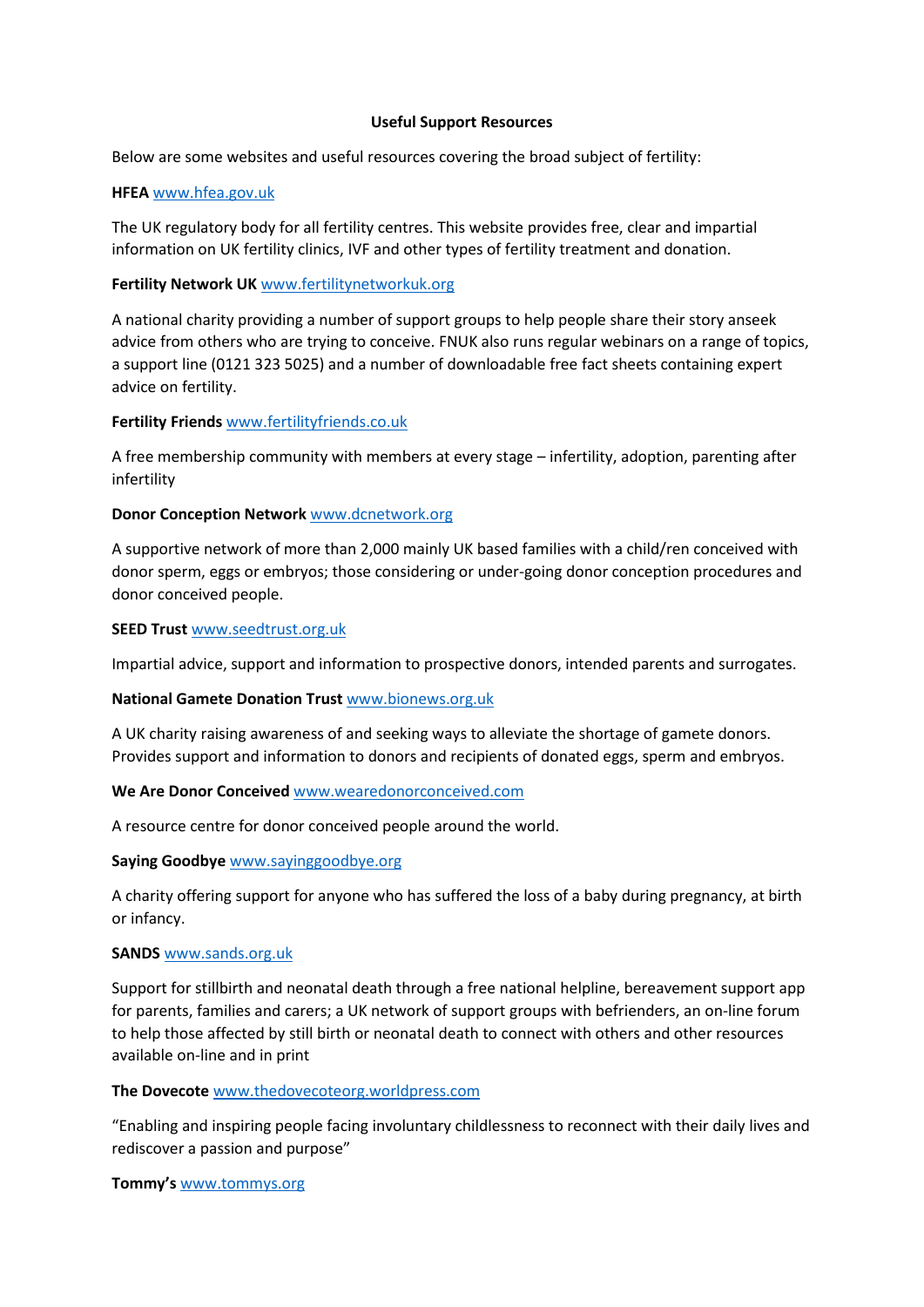**Useful Support Resources**

Below are some websites and useful resources covering the broad subject of fertility:

**HFEA** www.hfea.gov.uk

The UK regulatory body for all fertility centres. This website provides free, clear and impartial information on UK fertility clinics, IVF and other types of fertility treatment and donation.

**Fertility Network UK** www.fertilitynetworkuk.org

A national charity providing a number of support groups to help people share their story anseek advice from others who are trying to conceive. FNUK also runs regular webinars on a range of topics, a support line (0121 323 5025) and a number of downloadable free fact sheets containing expert advice on fertility.

**Fertility Friends** www.fertilityfriends.co.uk

A free membership community with members at every stage – infertility, adoption, parenting after infertility

**Donor Conception Network** www.dcnetwork.org

A supportive network of more than 2,000 mainly UK based families with a child/ren conceived with donor sperm, eggs or embryos; those considering or under-going donor conception procedures and donor conceived people.

**SEED Trust** www.seedtrust.org.uk

Impartial advice, support and information to prospective donors, intended parents and surrogates.

**National Gamete Donation Trust** www.bionews.org.uk

A UK charity raising awareness of and seeking ways to alleviate the shortage of gamete donors. Provides support and information to donors and recipients of donated eggs, sperm and embryos.

**We Are Donor Conceived** www.wearedonorconceived.com

A resource centre for donor conceived people around the world.

**Saying Goodbye** www.sayinggoodbye.org

A charity offering support for anyone who has suffered the loss of a baby during pregnancy, at birth or infancy.

**SANDS** www.sands.org.uk

Support for stillbirth and neonatal death through a free national helpline, bereavement support app for parents, families and carers; a UK network of support groups with befrienders, an on-line forum to help those affected by still birth or neonatal death to connect with others and other resources available on-line and in print

**The Dovecote** www.thedovecoteorg.worldpress.com

"Enabling and inspiring people facing involuntary childlessness to reconnect with their daily lives and rediscover a passion and purpose"

**Tommy's** www.tommys.org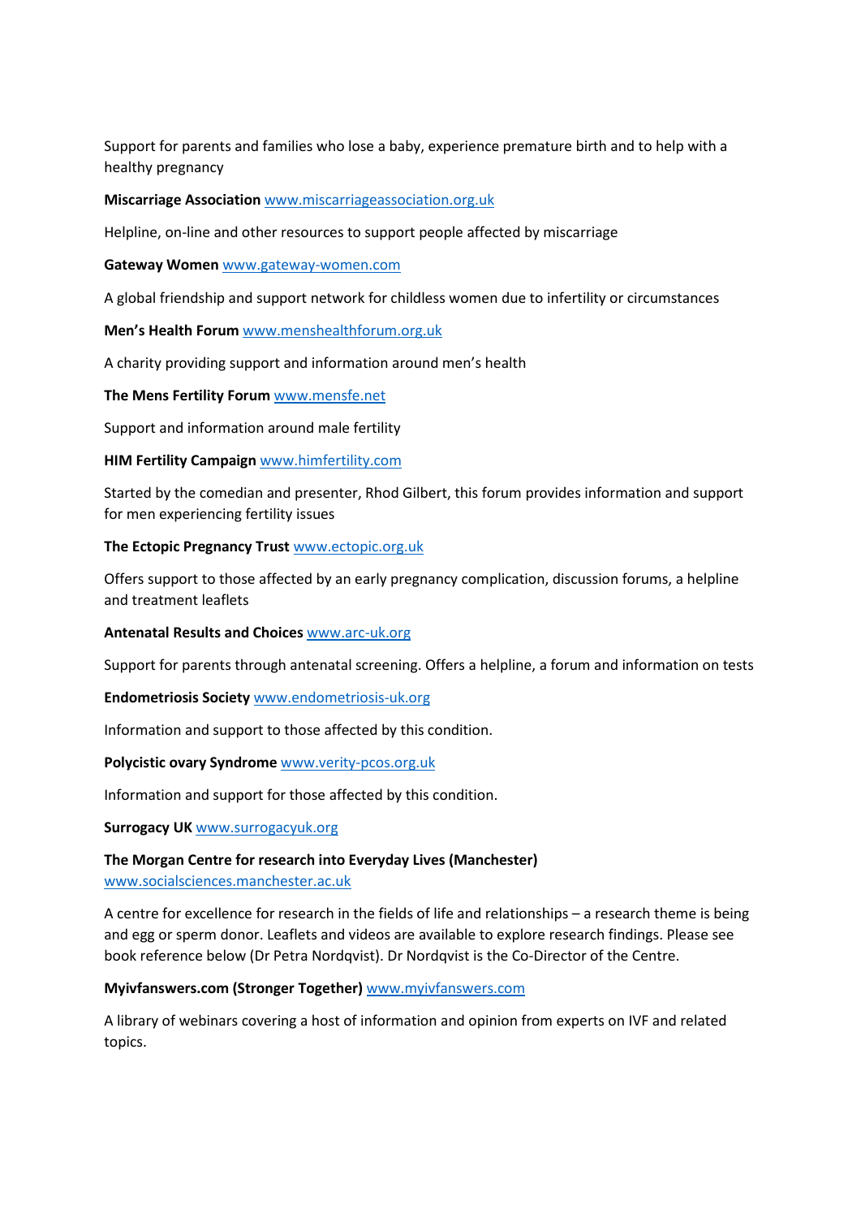Support for parents and families who lose a baby, experience premature birth and to help with a healthy pregnancy

**Miscarriage Association** www.miscarriageassociation.org.uk

Helpline, on-line and other resources to support people affected by miscarriage

**Gateway Women** www.gateway-women.com

A global friendship and support network for childless women due to infertility or circumstances

**Men's Health Forum** www.menshealthforum.org.uk

A charity providing support and information around men's health

**The Mens Fertility Forum** www.mensfe.net

Support and information around male fertility

**HIM Fertility Campaign** www.himfertility.com

Started by the comedian and presenter, Rhod Gilbert, this forum provides information and support for men experiencing fertility issues

**The Ectopic Pregnancy Trust** www.ectopic.org.uk

Offers support to those affected by an early pregnancy complication, discussion forums, a helpline and treatment leaflets

**Antenatal Results and Choices** www.arc-uk.org

Support for parents through antenatal screening. Offers a helpline, a forum and information on tests

**Endometriosis Society** www.endometriosis-uk.org

Information and support to those affected by this condition.

**Polycistic ovary Syndrome** www.verity-pcos.org.uk

Information and support for those affected by this condition.

**Surrogacy UK** www.surrogacyuk.org

**The Morgan Centre for research into Everyday Lives (Manchester)** www.socialsciences.manchester.ac.uk

A centre for excellence for research in the fields of life and relationships – a research theme is being and egg or sperm donor. Leaflets and videos are available to explore research findings. Please see book reference below (Dr Petra Nordqvist). Dr Nordqvist is the Co-Director of the Centre.

**Myivfanswers.com (Stronger Together)** www.myivfanswers.com

A library of webinars covering a host of information and opinion from experts on IVF and related topics.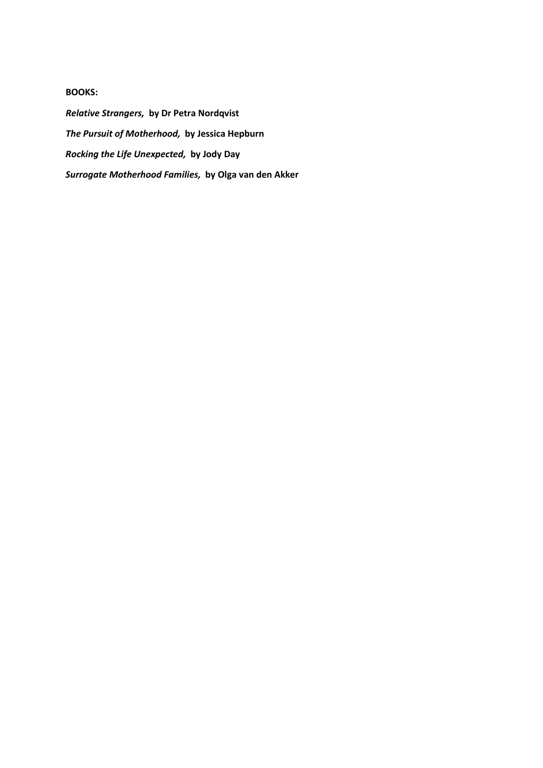**BOOKS:**

***Relative Strangers,*** **by Dr Petra Nordqvist**

***The Pursuit of Motherhood,*** **by Jessica Hepburn**

***Rocking the Life Unexpected,*** **by Jody Day**

***Surrogate Motherhood Families,*** **by Olga van den Akker**